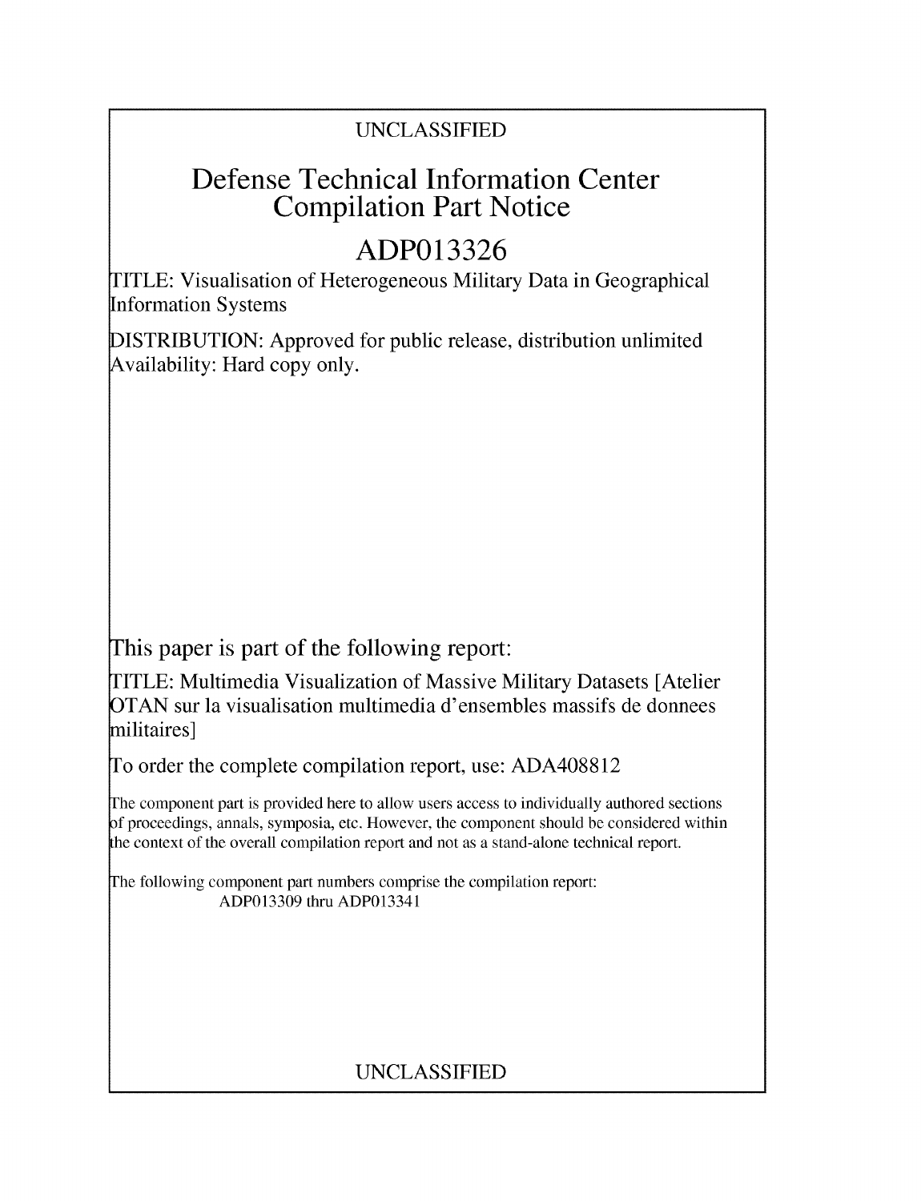UNCLASSIFIED

# Defense Technical Information Center Compilation Part Notice

## ADP013326

TITLE: Visualisation of Heterogeneous Military Data in Geographical Information Systems

DISTRIBUTION: Approved for public release, distribution unlimited
Availability: Hard copy only.

This paper is part of the following report:

TITLE: Multimedia Visualization of Massive Military Datasets [Atelier OTAN sur la visualisation multimedia d'ensembles massifs de donnees militaires]

To order the complete compilation report, use: ADA408812

The component part is provided here to allow users access to individually authored sections of proceedings, annals, symposia, etc. However, the component should be considered within the context of the overall compilation report and not as a stand-alone technical report.

The following component part numbers comprise the compilation report:
ADP013309 thru ADP013341

UNCLASSIFIED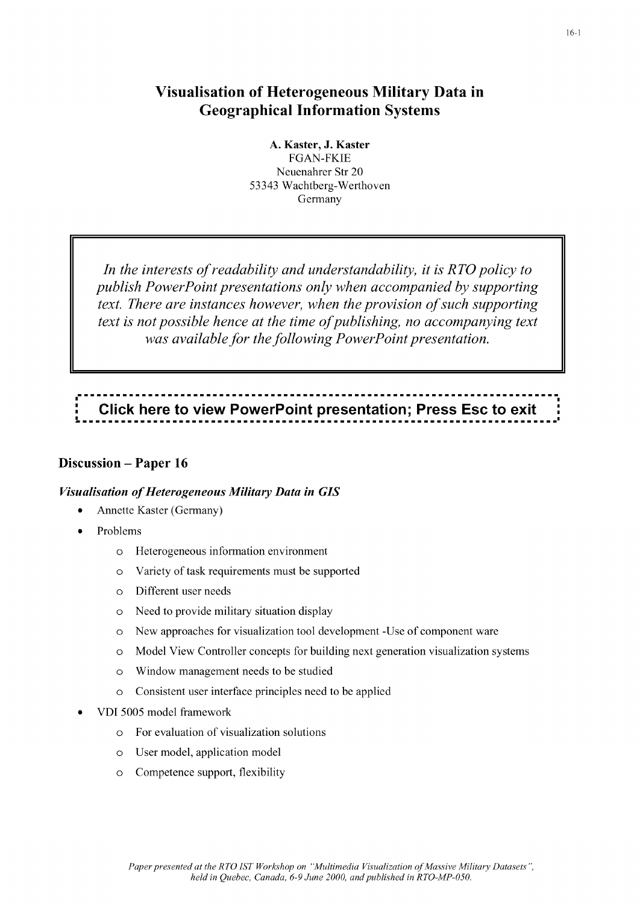# Visualisation of Heterogeneous Military Data in Geographical Information Systems

**A. Kaster, J. Kaster**
FGAN-FKIE
Neuenahrer Str 20
53343 Wachtberg-Werthoven
Germany

*In the interests of readability and understandability, it is RTO policy to publish PowerPoint presentations only when accompanied by supporting text. There are instances however, when the provision of such supporting text is not possible hence at the time of publishing, no accompanying text was available for the following PowerPoint presentation.*

**Click here to view PowerPoint presentation; Press Esc to exit**

## Discussion – Paper 16

### *Visualisation of Heterogeneous Military Data in GIS*

- Annette Kaster (Germany)
- Problems
    - Heterogeneous information environment
    - Variety of task requirements must be supported
    - Different user needs
    - Need to provide military situation display
    - New approaches for visualization tool development -Use of component ware
    - Model View Controller concepts for building next generation visualization systems
    - Window management needs to be studied
    - Consistent user interface principles need to be applied
- VDI 5005 model framework
    - For evaluation of visualization solutions
    - User model, application model
    - Competence support, flexibility

*Paper presented at the RTO IST Workshop on "Multimedia Visualization of Massive Military Datasets", held in Quebec, Canada, 6-9 June 2000, and published in RTO-MP-050.*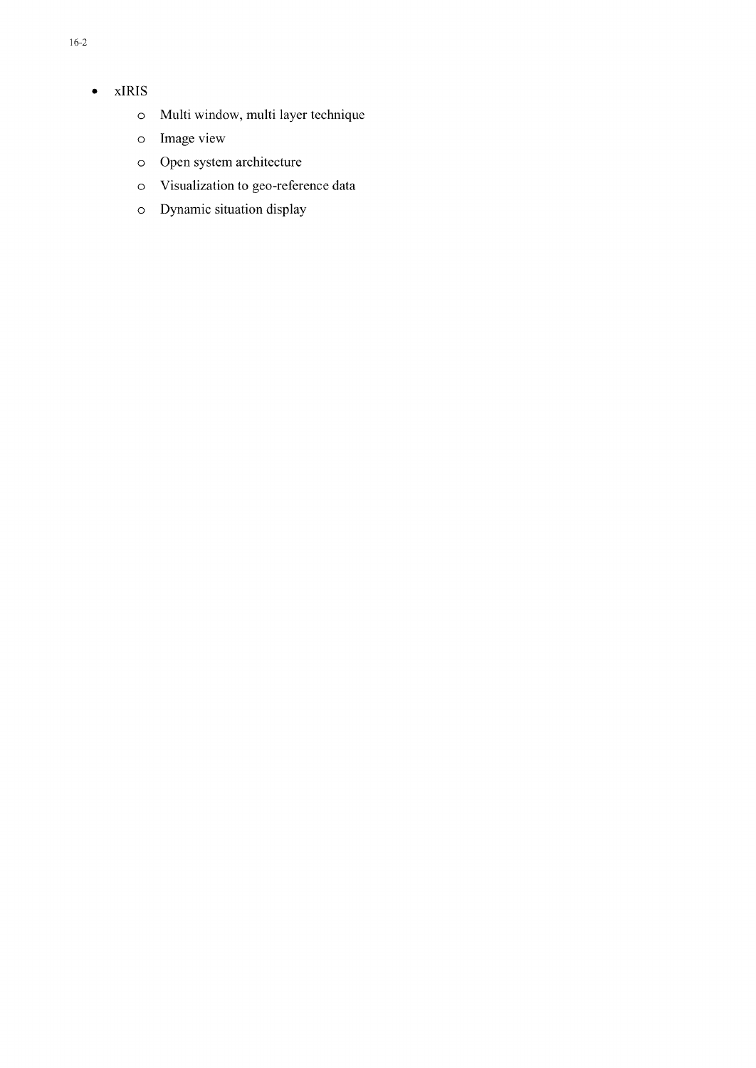- xIRIS
  - Multi window, multi layer technique
  - Image view
  - Open system architecture
  - Visualization to geo-reference data
  - Dynamic situation display